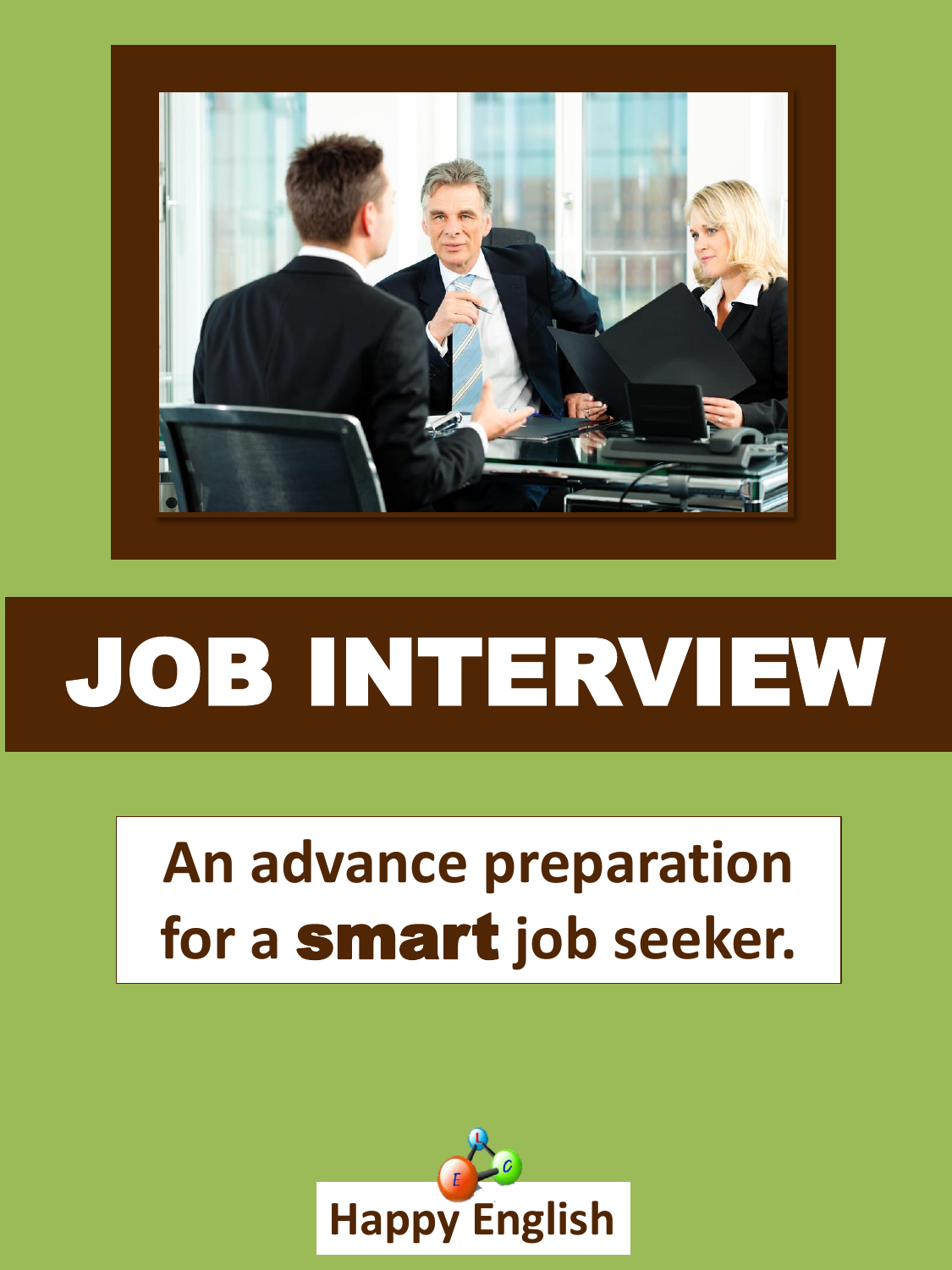# JOB INTERVIEW

**An advance preparation for a smart job seeker.**

Happy English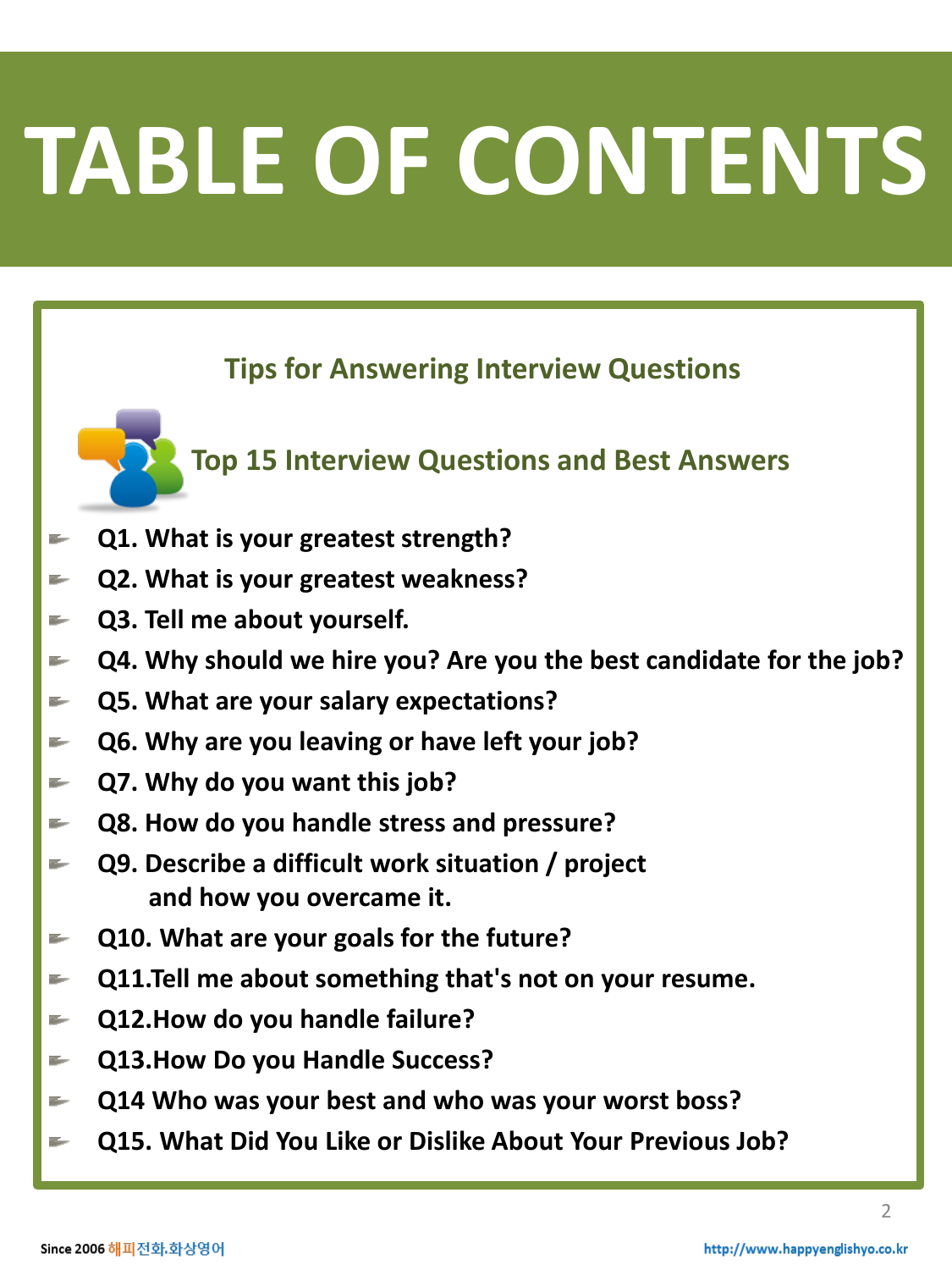# TABLE OF CONTENTS

## Tips for Answering Interview Questions

## Top 15 Interview Questions and Best Answers

- Q1. What is your greatest strength?
- Q2. What is your greatest weakness?
- Q3. Tell me about yourself.
- Q4. Why should we hire you? Are you the best candidate for the job?
- Q5. What are your salary expectations?
- Q6. Why are you leaving or have left your job?
- Q7. Why do you want this job?
- Q8. How do you handle stress and pressure?
- Q9. Describe a difficult work situation / project and how you overcame it.
- Q10. What are your goals for the future?
- Q11.Tell me about something that's not on your resume.
- Q12.How do you handle failure?
- Q13.How Do you Handle Success?
- Q14 Who was your best and who was your worst boss?
- Q15. What Did You Like or Dislike About Your Previous Job?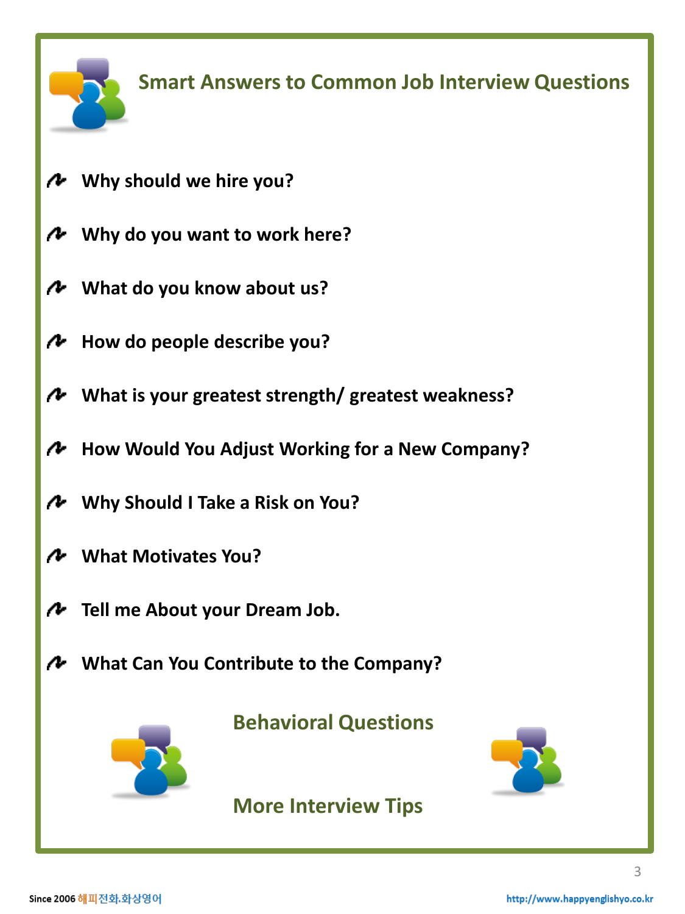# Smart Answers to Common Job Interview Questions

- Why should we hire you?
- Why do you want to work here?
- What do you know about us?
- How do people describe you?
- What is your greatest strength/ greatest weakness?
- How Would You Adjust Working for a New Company?
- Why Should I Take a Risk on You?
- What Motivates You?
- Tell me About your Dream Job.
- What Can You Contribute to the Company?

## Behavioral Questions

## More Interview Tips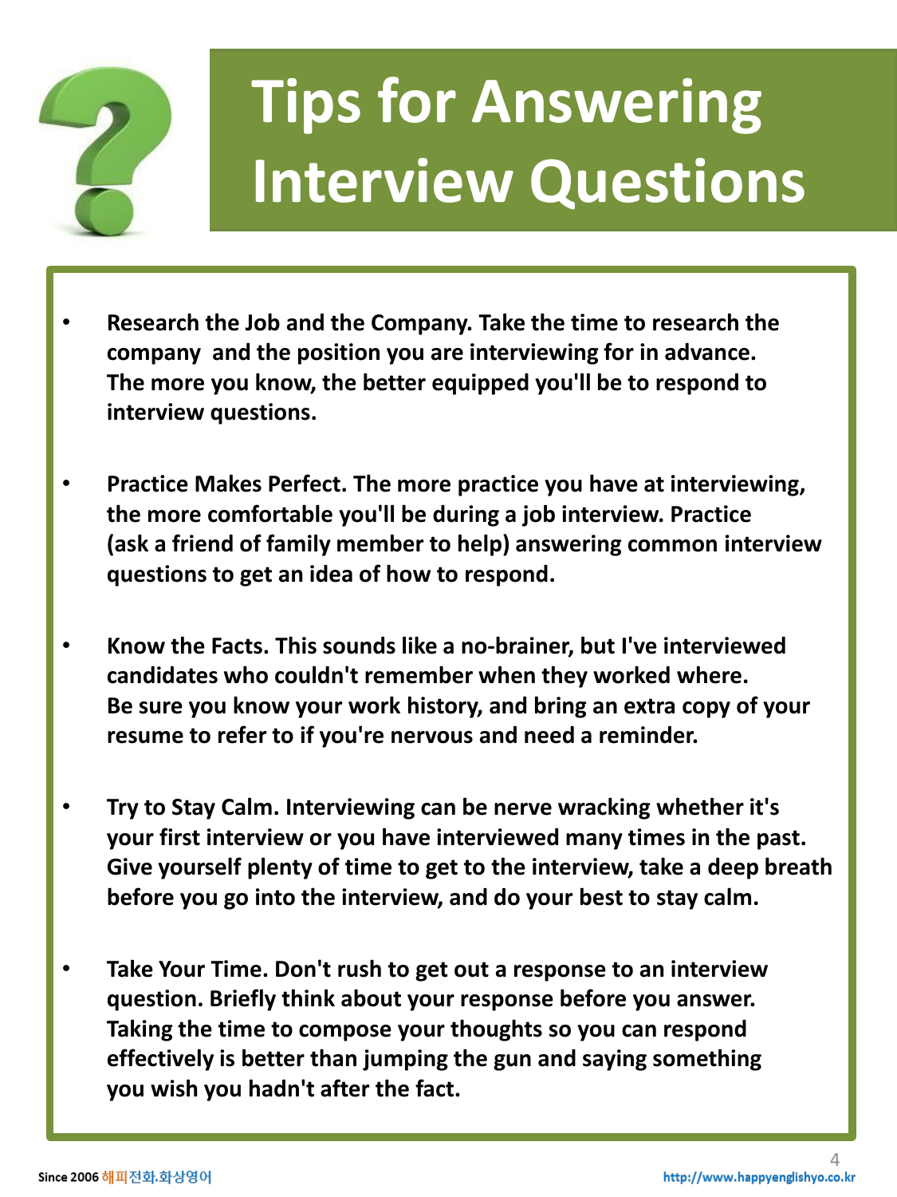# Tips for Answering Interview Questions

- **Research the Job and the Company. Take the time to research the company and the position you are interviewing for in advance. The more you know, the better equipped you'll be to respond to interview questions.**

- **Practice Makes Perfect. The more practice you have at interviewing, the more comfortable you'll be during a job interview. Practice (ask a friend of family member to help) answering common interview questions to get an idea of how to respond.**

- **Know the Facts. This sounds like a no-brainer, but I've interviewed candidates who couldn't remember when they worked where. Be sure you know your work history, and bring an extra copy of your resume to refer to if you're nervous and need a reminder.**

- **Try to Stay Calm. Interviewing can be nerve wracking whether it's your first interview or you have interviewed many times in the past. Give yourself plenty of time to get to the interview, take a deep breath before you go into the interview, and do your best to stay calm.**

- **Take Your Time. Don't rush to get out a response to an interview question. Briefly think about your response before you answer. Taking the time to compose your thoughts so you can respond effectively is better than jumping the gun and saying something you wish you hadn't after the fact.**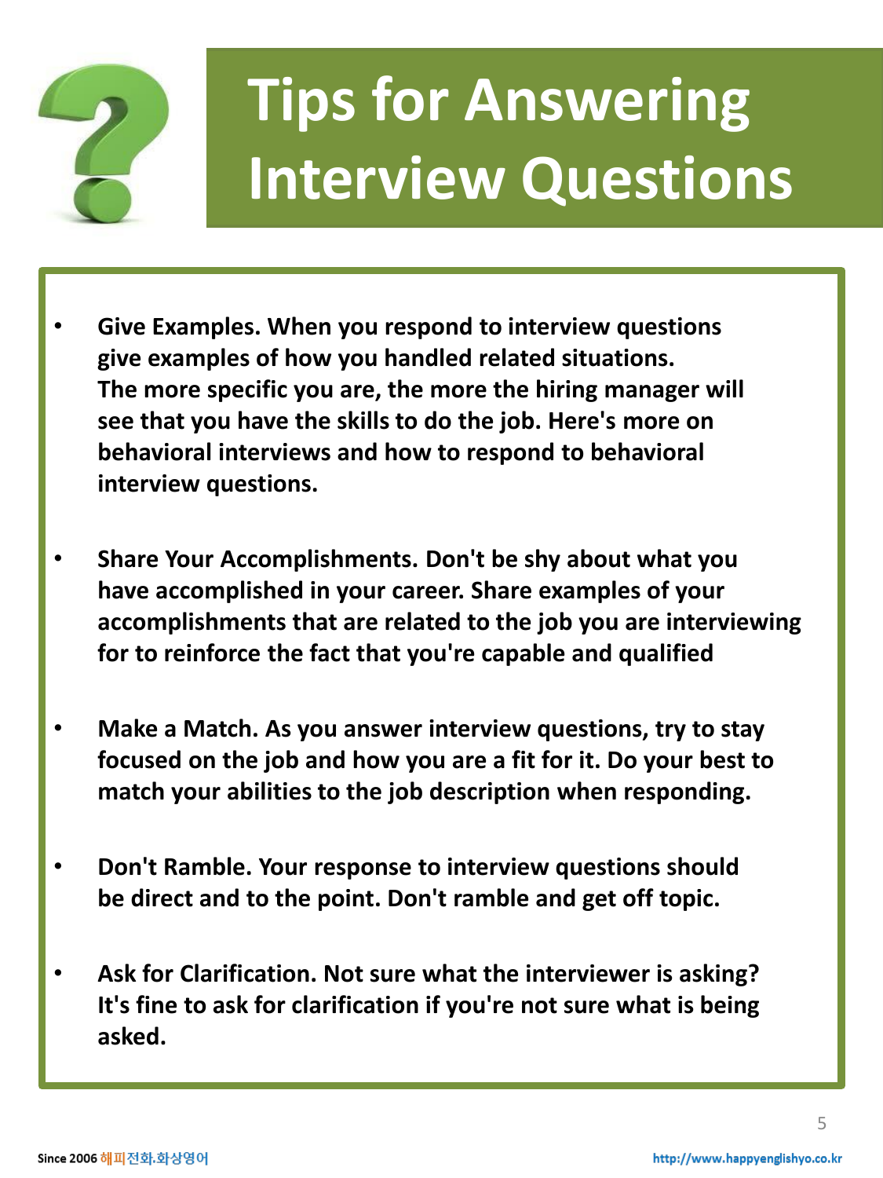# Tips for Answering Interview Questions

- **Give Examples. When you respond to interview questions give examples of how you handled related situations. The more specific you are, the more the hiring manager will see that you have the skills to do the job. Here's more on behavioral interviews and how to respond to behavioral interview questions.**

- **Share Your Accomplishments. Don't be shy about what you have accomplished in your career. Share examples of your accomplishments that are related to the job you are interviewing for to reinforce the fact that you're capable and qualified**

- **Make a Match. As you answer interview questions, try to stay focused on the job and how you are a fit for it. Do your best to match your abilities to the job description when responding.**

- **Don't Ramble. Your response to interview questions should be direct and to the point. Don't ramble and get off topic.**

- **Ask for Clarification. Not sure what the interviewer is asking? It's fine to ask for clarification if you're not sure what is being asked.**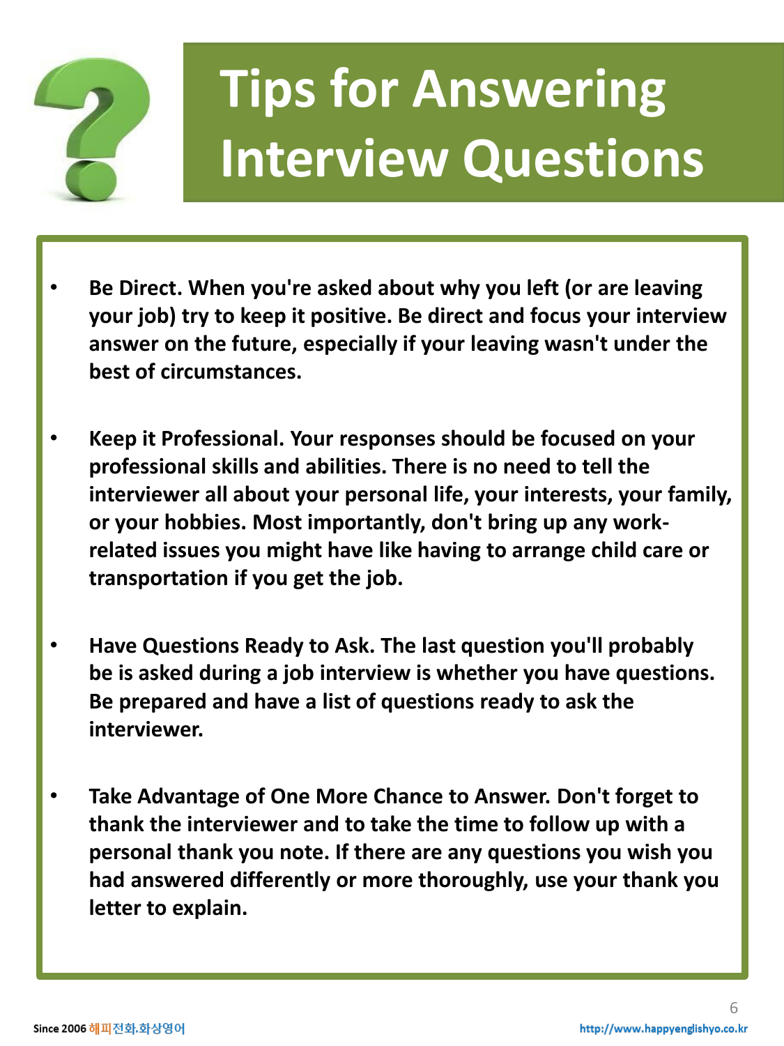# Tips for Answering Interview Questions

- Be Direct. When you're asked about why you left (or are leaving your job) try to keep it positive. Be direct and focus your interview answer on the future, especially if your leaving wasn't under the best of circumstances.

- Keep it Professional. Your responses should be focused on your professional skills and abilities. There is no need to tell the interviewer all about your personal life, your interests, your family, or your hobbies. Most importantly, don't bring up any work-related issues you might have like having to arrange child care or transportation if you get the job.

- Have Questions Ready to Ask. The last question you'll probably be is asked during a job interview is whether you have questions. Be prepared and have a list of questions ready to ask the interviewer.

- Take Advantage of One More Chance to Answer. Don't forget to thank the interviewer and to take the time to follow up with a personal thank you note. If there are any questions you wish you had answered differently or more thoroughly, use your thank you letter to explain.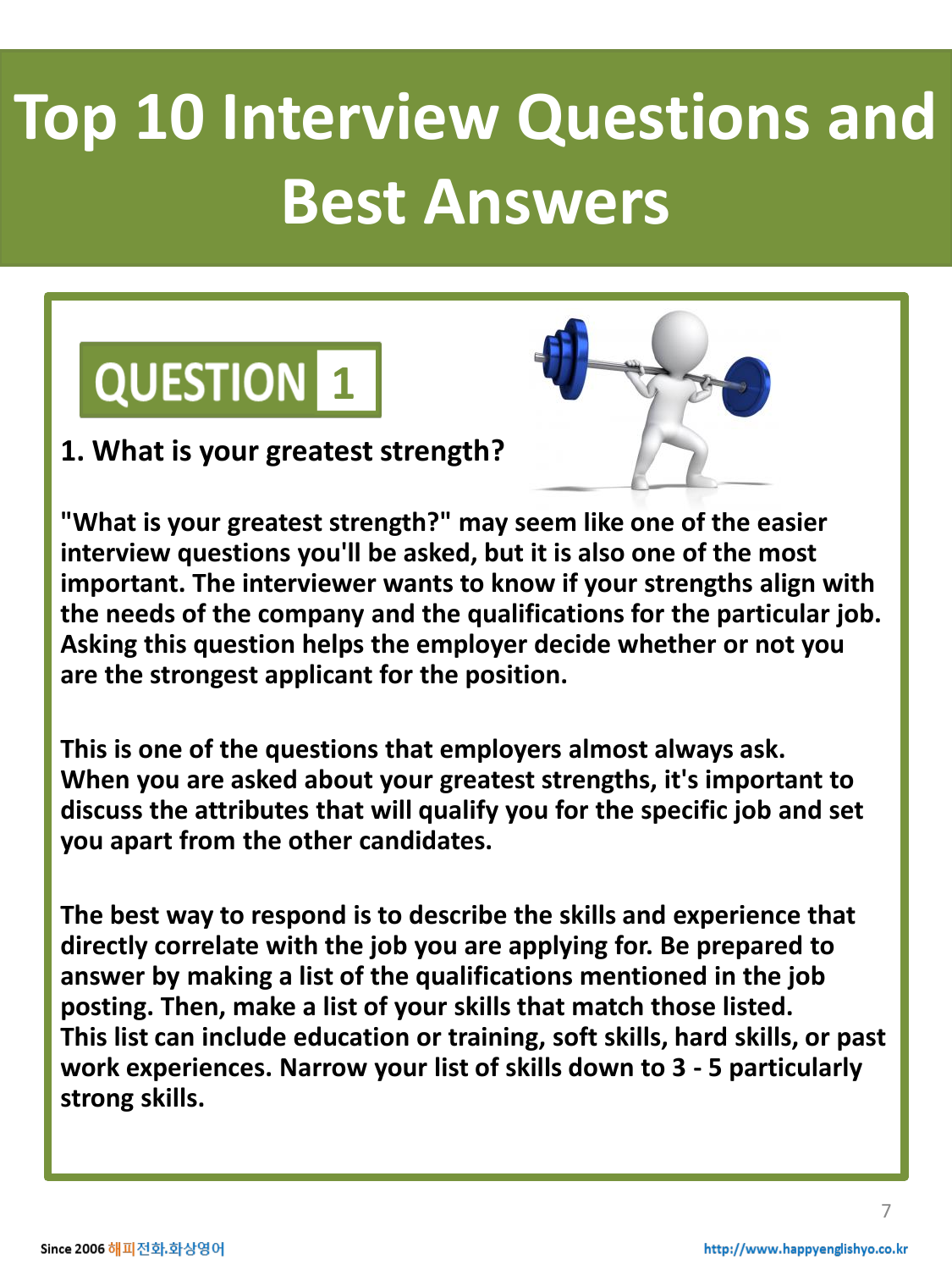# Top 10 Interview Questions and Best Answers

## QUESTION 1

**1. What is your greatest strength?**

**"What is your greatest strength?" may seem like one of the easier interview questions you'll be asked, but it is also one of the most important. The interviewer wants to know if your strengths align with the needs of the company and the qualifications for the particular job. Asking this question helps the employer decide whether or not you are the strongest applicant for the position.**

**This is one of the questions that employers almost always ask. When you are asked about your greatest strengths, it's important to discuss the attributes that will qualify you for the specific job and set you apart from the other candidates.**

**The best way to respond is to describe the skills and experience that directly correlate with the job you are applying for. Be prepared to answer by making a list of the qualifications mentioned in the job posting. Then, make a list of your skills that match those listed. This list can include education or training, soft skills, hard skills, or past work experiences. Narrow your list of skills down to 3 - 5 particularly strong skills.**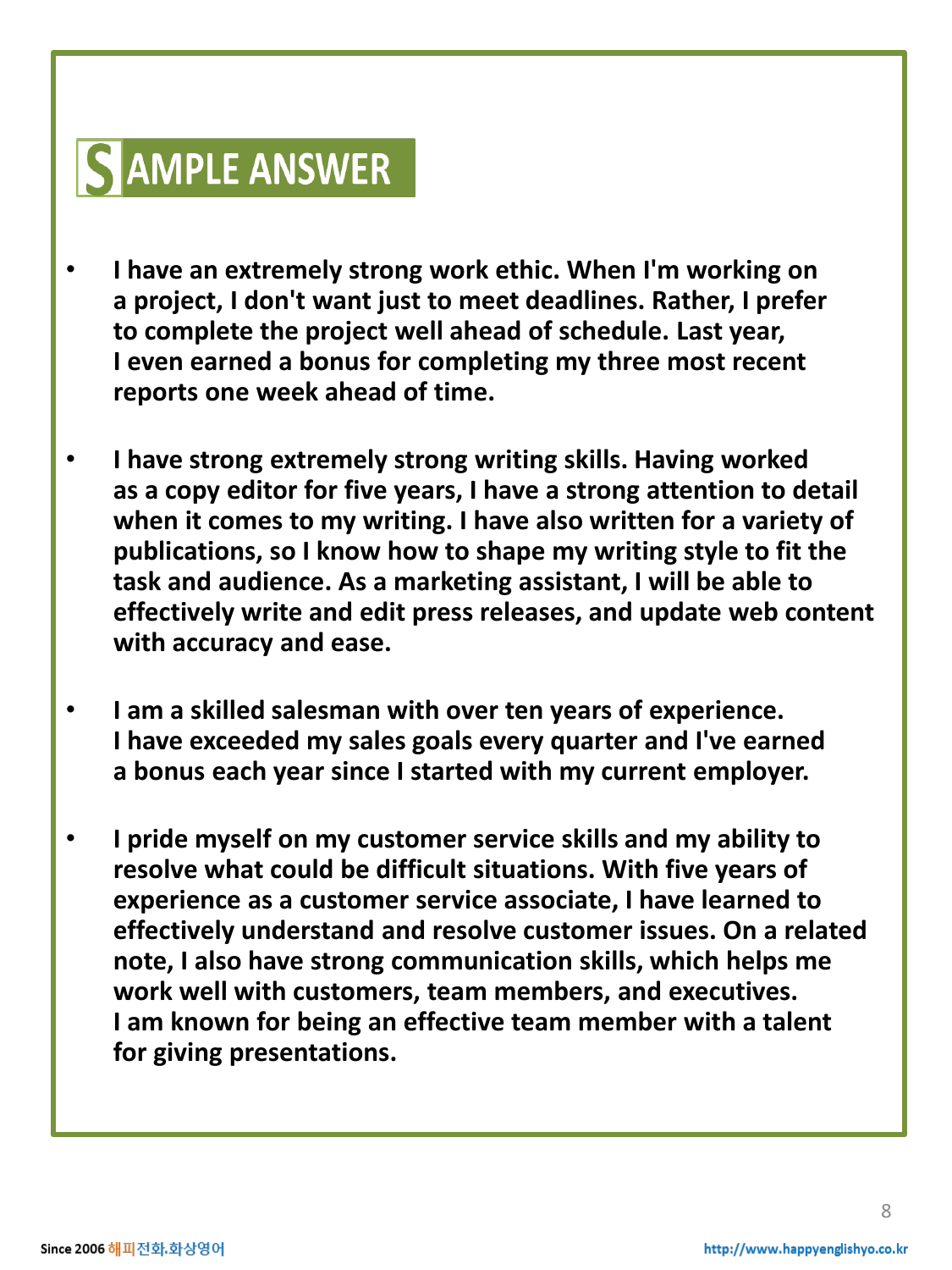## SAMPLE ANSWER

- **I have an extremely strong work ethic. When I'm working on a project, I don't want just to meet deadlines. Rather, I prefer to complete the project well ahead of schedule. Last year, I even earned a bonus for completing my three most recent reports one week ahead of time.**

- **I have strong extremely strong writing skills. Having worked as a copy editor for five years, I have a strong attention to detail when it comes to my writing. I have also written for a variety of publications, so I know how to shape my writing style to fit the task and audience. As a marketing assistant, I will be able to effectively write and edit press releases, and update web content with accuracy and ease.**

- **I am a skilled salesman with over ten years of experience. I have exceeded my sales goals every quarter and I've earned a bonus each year since I started with my current employer.**

- **I pride myself on my customer service skills and my ability to resolve what could be difficult situations. With five years of experience as a customer service associate, I have learned to effectively understand and resolve customer issues. On a related note, I also have strong communication skills, which helps me work well with customers, team members, and executives. I am known for being an effective team member with a talent for giving presentations.**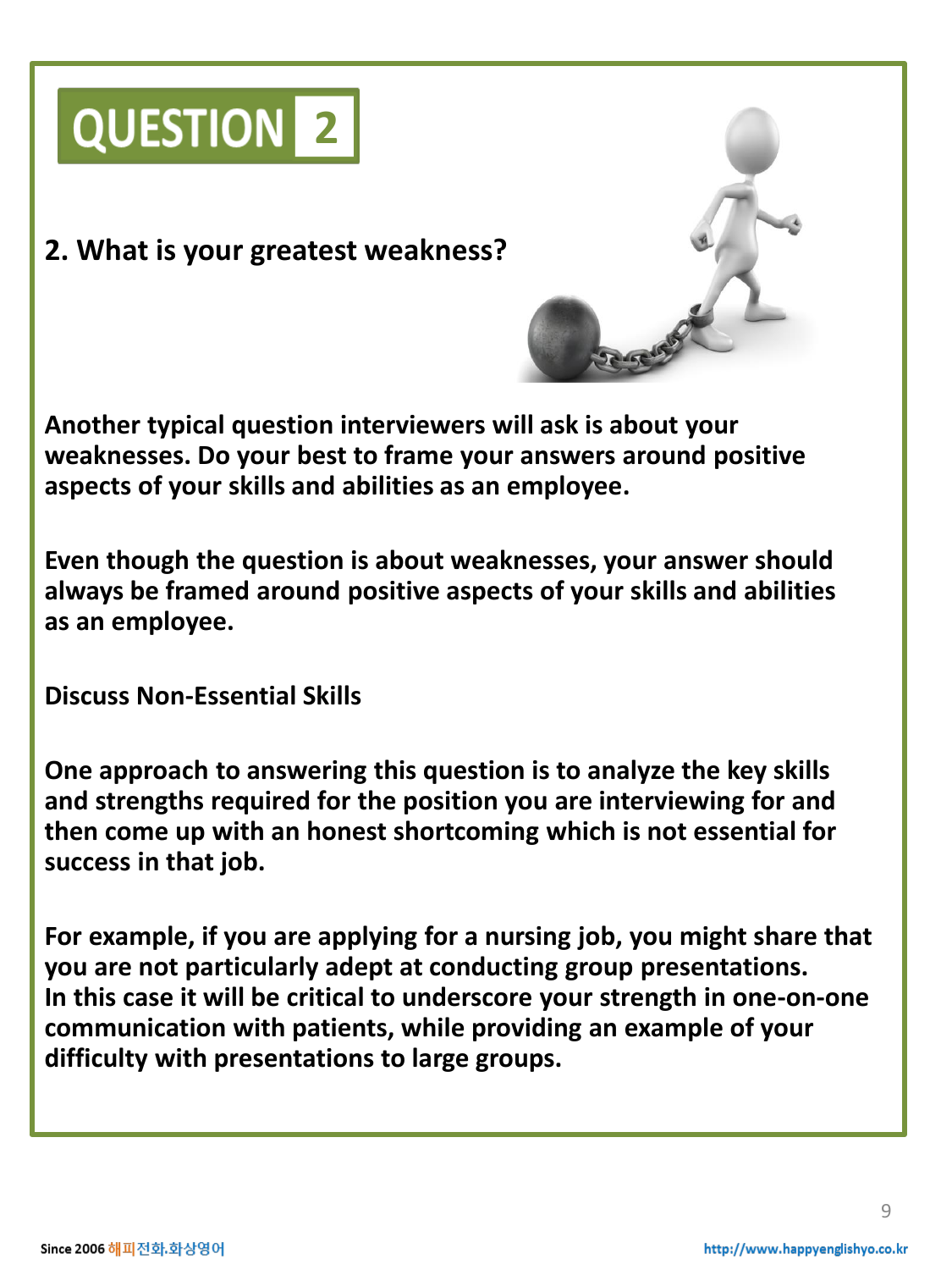# QUESTION 2

## 2. What is your greatest weakness?

**Another typical question interviewers will ask is about your weaknesses. Do your best to frame your answers around positive aspects of your skills and abilities as an employee.**

**Even though the question is about weaknesses, your answer should always be framed around positive aspects of your skills and abilities as an employee.**

**Discuss Non-Essential Skills**

**One approach to answering this question is to analyze the key skills and strengths required for the position you are interviewing for and then come up with an honest shortcoming which is not essential for success in that job.**

**For example, if you are applying for a nursing job, you might share that you are not particularly adept at conducting group presentations. In this case it will be critical to underscore your strength in one-on-one communication with patients, while providing an example of your difficulty with presentations to large groups.**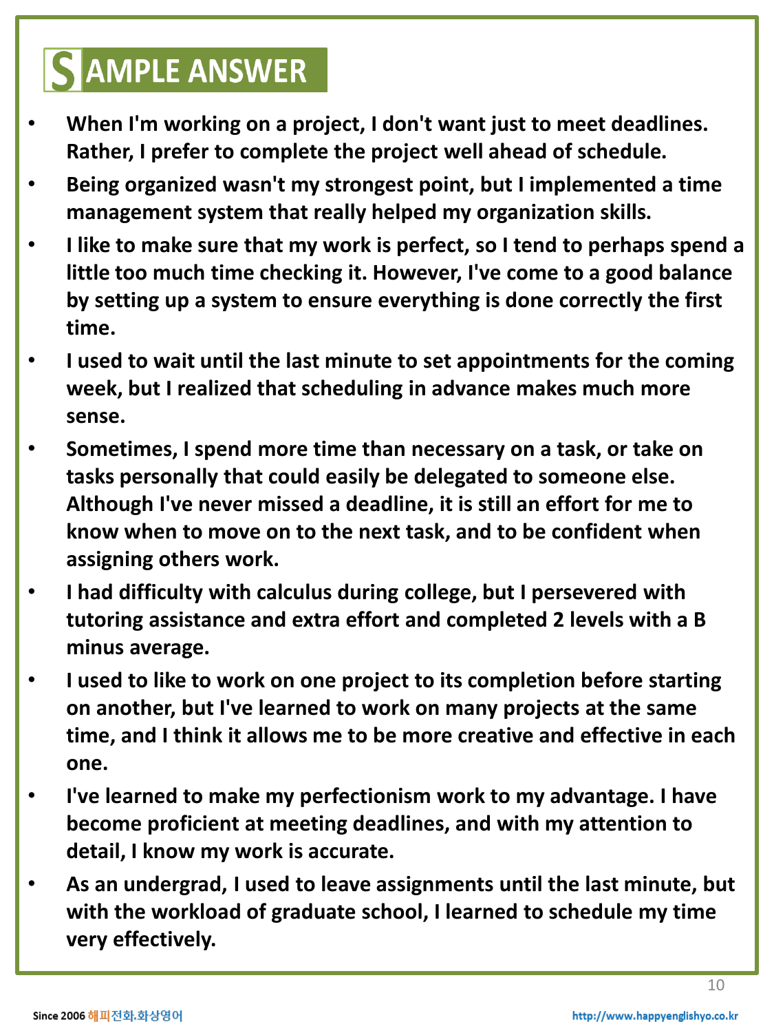# SAMPLE ANSWER

- **When I'm working on a project, I don't want just to meet deadlines. Rather, I prefer to complete the project well ahead of schedule.**
- **Being organized wasn't my strongest point, but I implemented a time management system that really helped my organization skills.**
- **I like to make sure that my work is perfect, so I tend to perhaps spend a little too much time checking it. However, I've come to a good balance by setting up a system to ensure everything is done correctly the first time.**
- **I used to wait until the last minute to set appointments for the coming week, but I realized that scheduling in advance makes much more sense.**
- **Sometimes, I spend more time than necessary on a task, or take on tasks personally that could easily be delegated to someone else. Although I've never missed a deadline, it is still an effort for me to know when to move on to the next task, and to be confident when assigning others work.**
- **I had difficulty with calculus during college, but I persevered with tutoring assistance and extra effort and completed 2 levels with a B minus average.**
- **I used to like to work on one project to its completion before starting on another, but I've learned to work on many projects at the same time, and I think it allows me to be more creative and effective in each one.**
- **I've learned to make my perfectionism work to my advantage. I have become proficient at meeting deadlines, and with my attention to detail, I know my work is accurate.**
- **As an undergrad, I used to leave assignments until the last minute, but with the workload of graduate school, I learned to schedule my time very effectively.**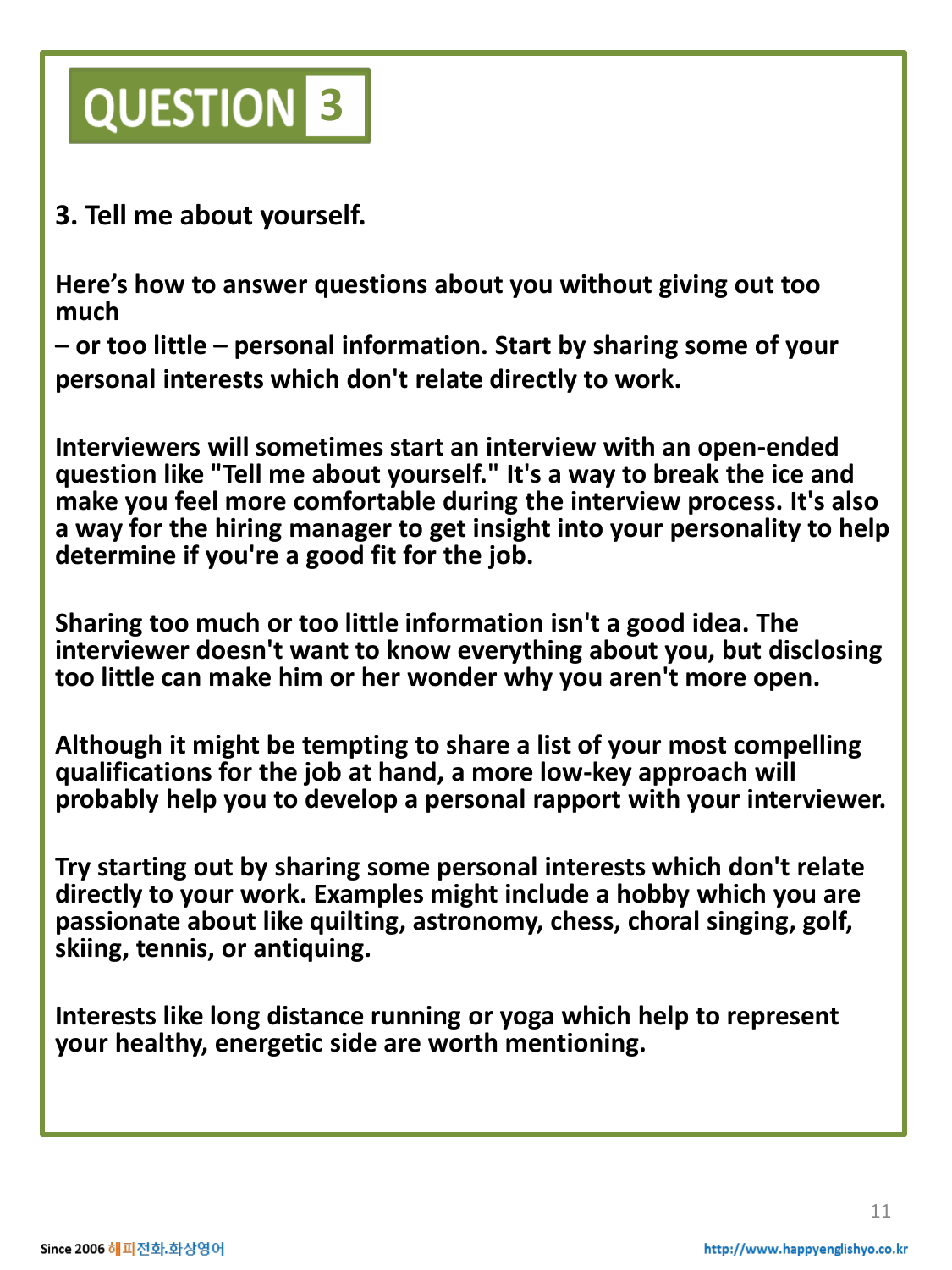# QUESTION 3

**3. Tell me about yourself.**

**Here's how to answer questions about you without giving out too much – or too little – personal information. Start by sharing some of your personal interests which don't relate directly to work.**

**Interviewers will sometimes start an interview with an open-ended question like "Tell me about yourself." It's a way to break the ice and make you feel more comfortable during the interview process. It's also a way for the hiring manager to get insight into your personality to help determine if you're a good fit for the job.**

**Sharing too much or too little information isn't a good idea. The interviewer doesn't want to know everything about you, but disclosing too little can make him or her wonder why you aren't more open.**

**Although it might be tempting to share a list of your most compelling qualifications for the job at hand, a more low-key approach will probably help you to develop a personal rapport with your interviewer.**

**Try starting out by sharing some personal interests which don't relate directly to your work. Examples might include a hobby which you are passionate about like quilting, astronomy, chess, choral singing, golf, skiing, tennis, or antiquing.**

**Interests like long distance running or yoga which help to represent your healthy, energetic side are worth mentioning.**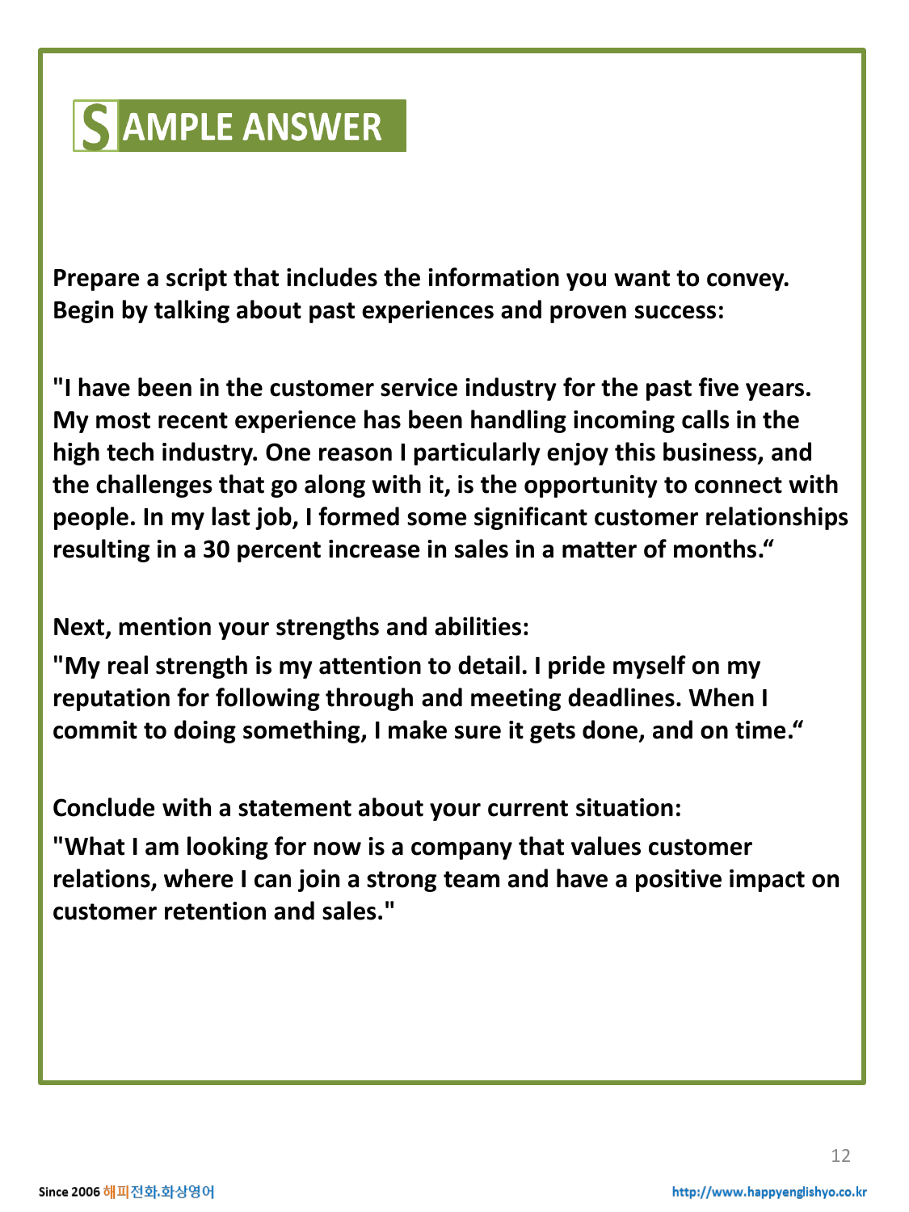# SAMPLE ANSWER

**Prepare a script that includes the information you want to convey. Begin by talking about past experiences and proven success:**

**"I have been in the customer service industry for the past five years. My most recent experience has been handling incoming calls in the high tech industry. One reason I particularly enjoy this business, and the challenges that go along with it, is the opportunity to connect with people. In my last job, I formed some significant customer relationships resulting in a 30 percent increase in sales in a matter of months."**

**Next, mention your strengths and abilities:**

**"My real strength is my attention to detail. I pride myself on my reputation for following through and meeting deadlines. When I commit to doing something, I make sure it gets done, and on time."**

**Conclude with a statement about your current situation:**

**"What I am looking for now is a company that values customer relations, where I can join a strong team and have a positive impact on customer retention and sales."**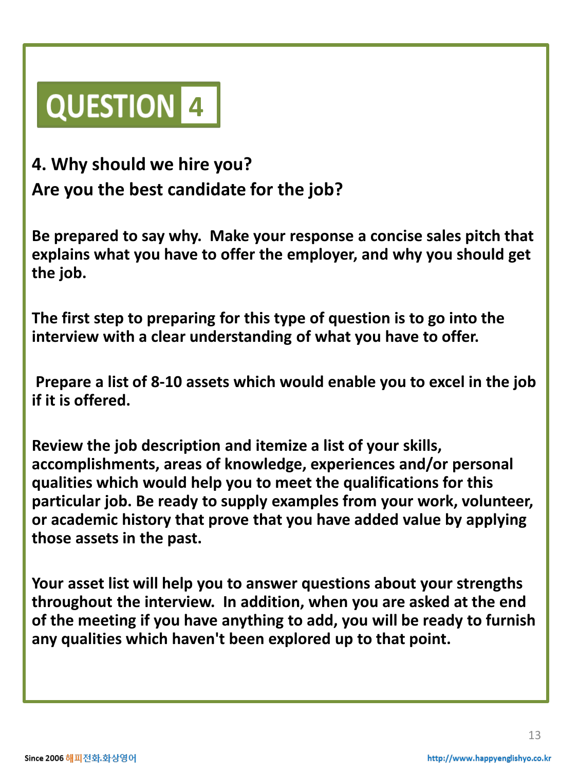# QUESTION 4

**4. Why should we hire you?**
**Are you the best candidate for the job?**

**Be prepared to say why. Make your response a concise sales pitch that explains what you have to offer the employer, and why you should get the job.**

**The first step to preparing for this type of question is to go into the interview with a clear understanding of what you have to offer.**

**Prepare a list of 8-10 assets which would enable you to excel in the job if it is offered.**

**Review the job description and itemize a list of your skills, accomplishments, areas of knowledge, experiences and/or personal qualities which would help you to meet the qualifications for this particular job. Be ready to supply examples from your work, volunteer, or academic history that prove that you have added value by applying those assets in the past.**

**Your asset list will help you to answer questions about your strengths throughout the interview. In addition, when you are asked at the end of the meeting if you have anything to add, you will be ready to furnish any qualities which haven't been explored up to that point.**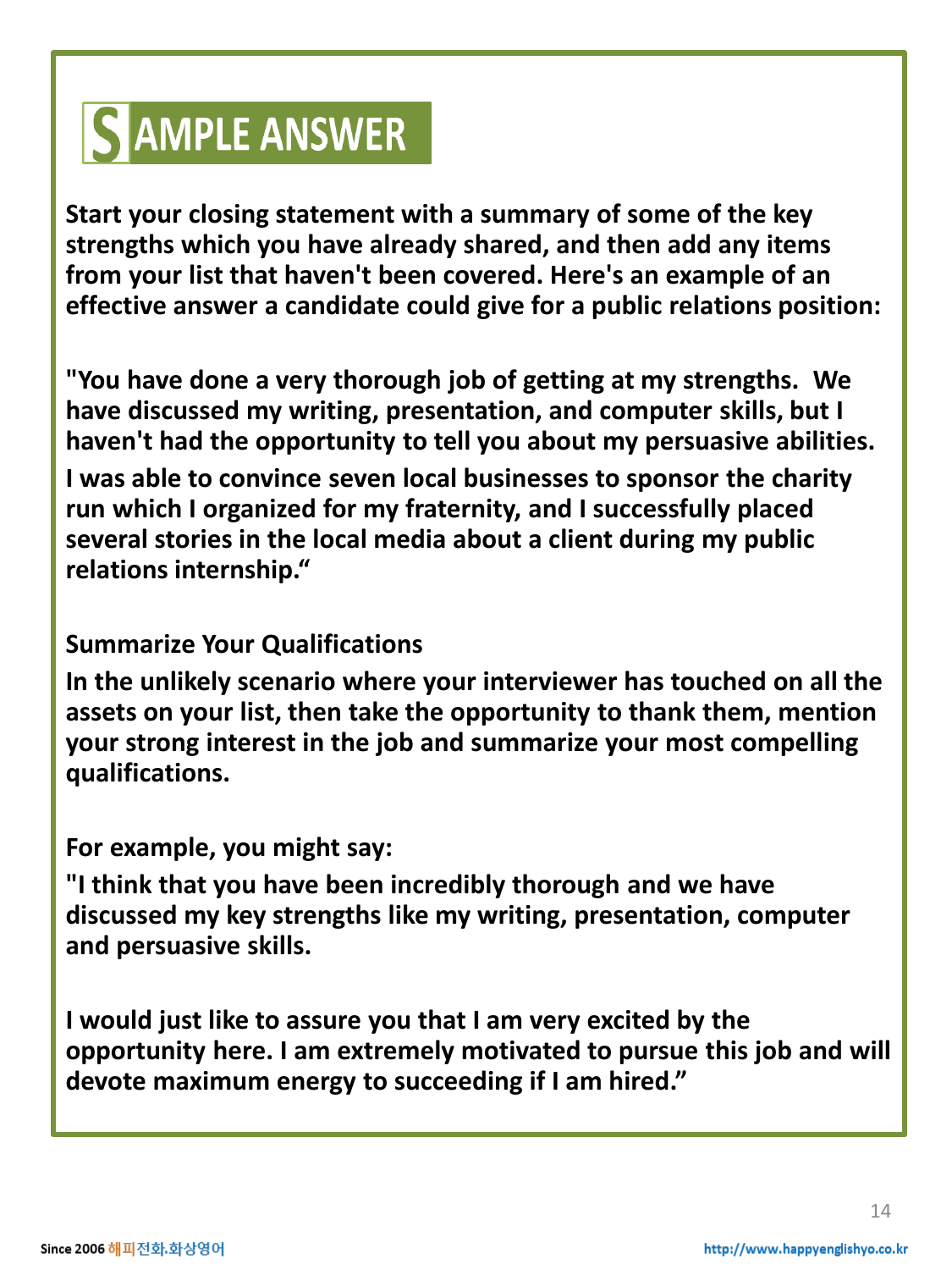# SAMPLE ANSWER

**Start your closing statement with a summary of some of the key strengths which you have already shared, and then add any items from your list that haven't been covered. Here's an example of an effective answer a candidate could give for a public relations position:**

**"You have done a very thorough job of getting at my strengths. We have discussed my writing, presentation, and computer skills, but I haven't had the opportunity to tell you about my persuasive abilities. I was able to convince seven local businesses to sponsor the charity run which I organized for my fraternity, and I successfully placed several stories in the local media about a client during my public relations internship."**

**Summarize Your Qualifications**

**In the unlikely scenario where your interviewer has touched on all the assets on your list, then take the opportunity to thank them, mention your strong interest in the job and summarize your most compelling qualifications.**

**For example, you might say:**

**"I think that you have been incredibly thorough and we have discussed my key strengths like my writing, presentation, computer and persuasive skills.**

**I would just like to assure you that I am very excited by the opportunity here. I am extremely motivated to pursue this job and will devote maximum energy to succeeding if I am hired."**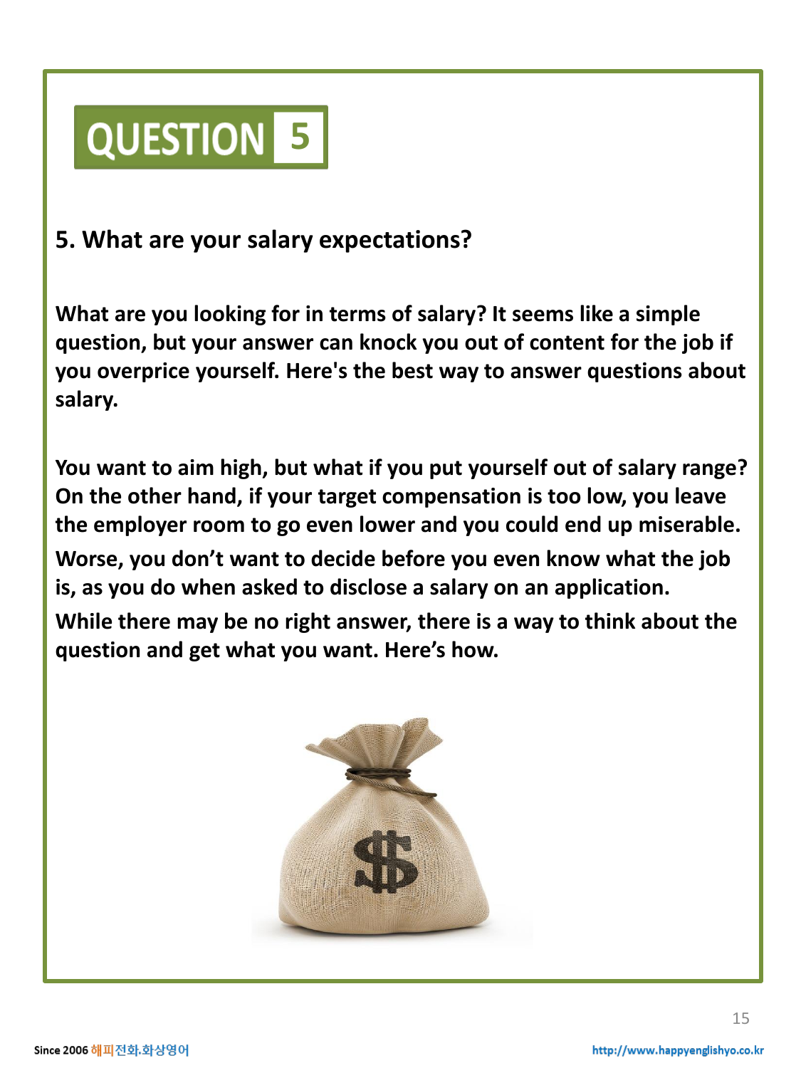# QUESTION 5

**5. What are your salary expectations?**

**What are you looking for in terms of salary? It seems like a simple question, but your answer can knock you out of content for the job if you overprice yourself. Here's the best way to answer questions about salary.**

**You want to aim high, but what if you put yourself out of salary range? On the other hand, if your target compensation is too low, you leave the employer room to go even lower and you could end up miserable. Worse, you don't want to decide before you even know what the job is, as you do when asked to disclose a salary on an application. While there may be no right answer, there is a way to think about the question and get what you want. Here's how.**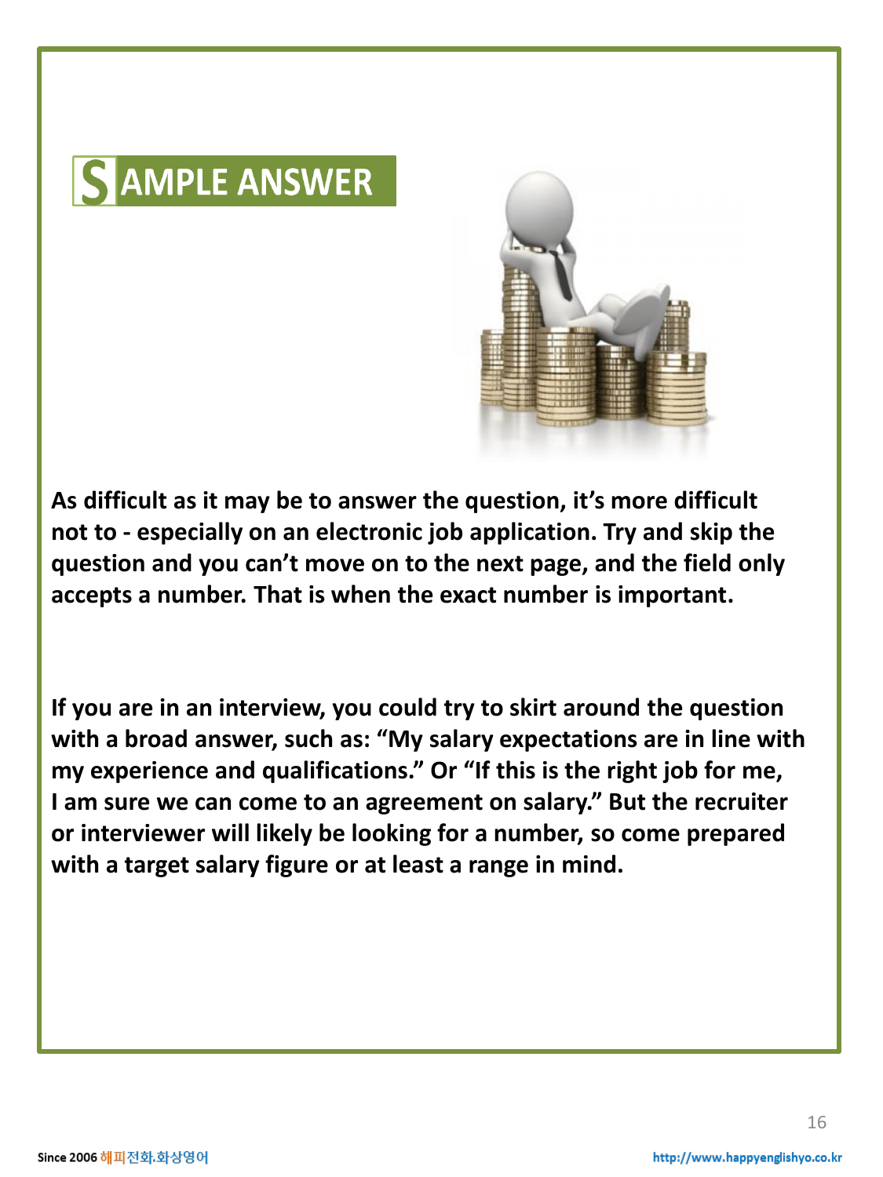## SAMPLE ANSWER

**As difficult as it may be to answer the question, it's more difficult not to - especially on an electronic job application. Try and skip the question and you can't move on to the next page, and the field only accepts a number. That is when the exact number is important.**

**If you are in an interview, you could try to skirt around the question with a broad answer, such as: "My salary expectations are in line with my experience and qualifications." Or "If this is the right job for me, I am sure we can come to an agreement on salary." But the recruiter or interviewer will likely be looking for a number, so come prepared with a target salary figure or at least a range in mind.**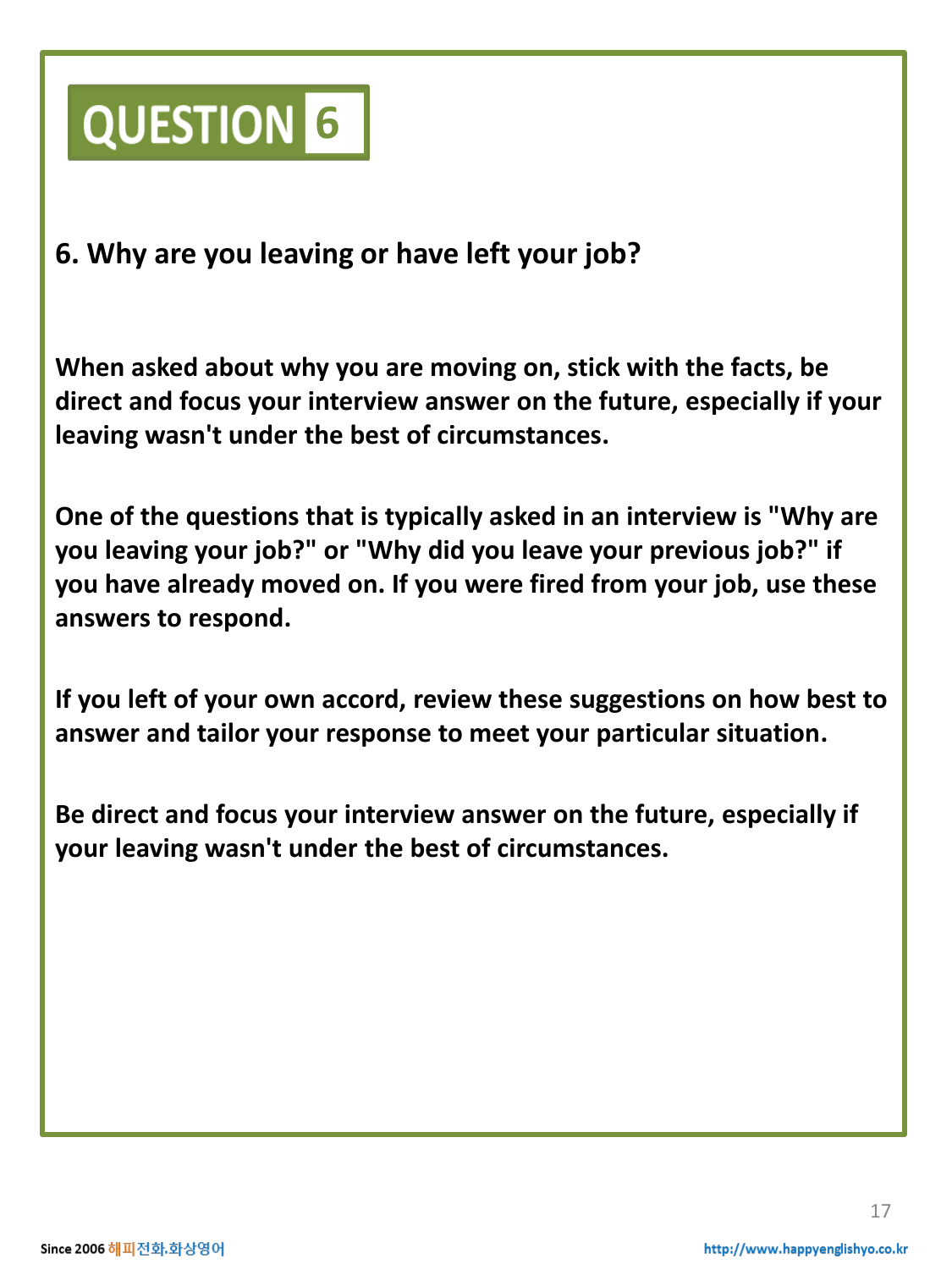# QUESTION 6

## 6. Why are you leaving or have left your job?

**When asked about why you are moving on, stick with the facts, be direct and focus your interview answer on the future, especially if your leaving wasn't under the best of circumstances.**

**One of the questions that is typically asked in an interview is "Why are you leaving your job?" or "Why did you leave your previous job?" if you have already moved on. If you were fired from your job, use these answers to respond.**

**If you left of your own accord, review these suggestions on how best to answer and tailor your response to meet your particular situation.**

**Be direct and focus your interview answer on the future, especially if your leaving wasn't under the best of circumstances.**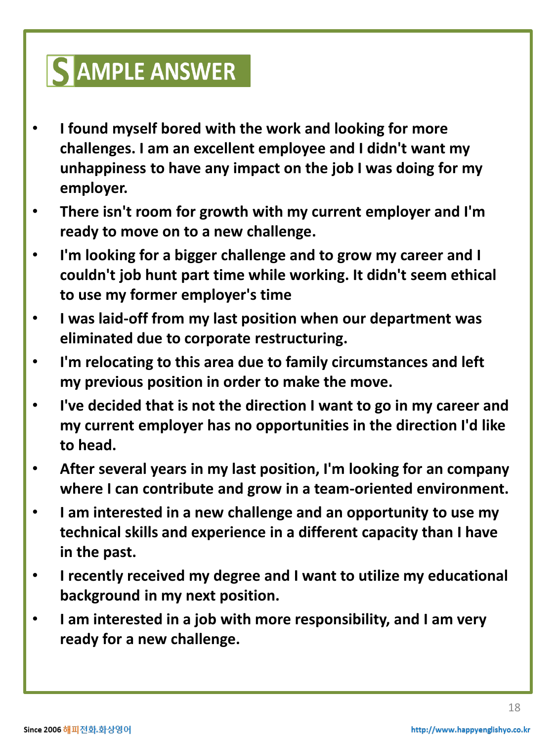# SAMPLE ANSWER

- I found myself bored with the work and looking for more challenges. I am an excellent employee and I didn't want my unhappiness to have any impact on the job I was doing for my employer.
- There isn't room for growth with my current employer and I'm ready to move on to a new challenge.
- I'm looking for a bigger challenge and to grow my career and I couldn't job hunt part time while working. It didn't seem ethical to use my former employer's time
- I was laid-off from my last position when our department was eliminated due to corporate restructuring.
- I'm relocating to this area due to family circumstances and left my previous position in order to make the move.
- I've decided that is not the direction I want to go in my career and my current employer has no opportunities in the direction I'd like to head.
- After several years in my last position, I'm looking for an company where I can contribute and grow in a team-oriented environment.
- I am interested in a new challenge and an opportunity to use my technical skills and experience in a different capacity than I have in the past.
- I recently received my degree and I want to utilize my educational background in my next position.
- I am interested in a job with more responsibility, and I am very ready for a new challenge.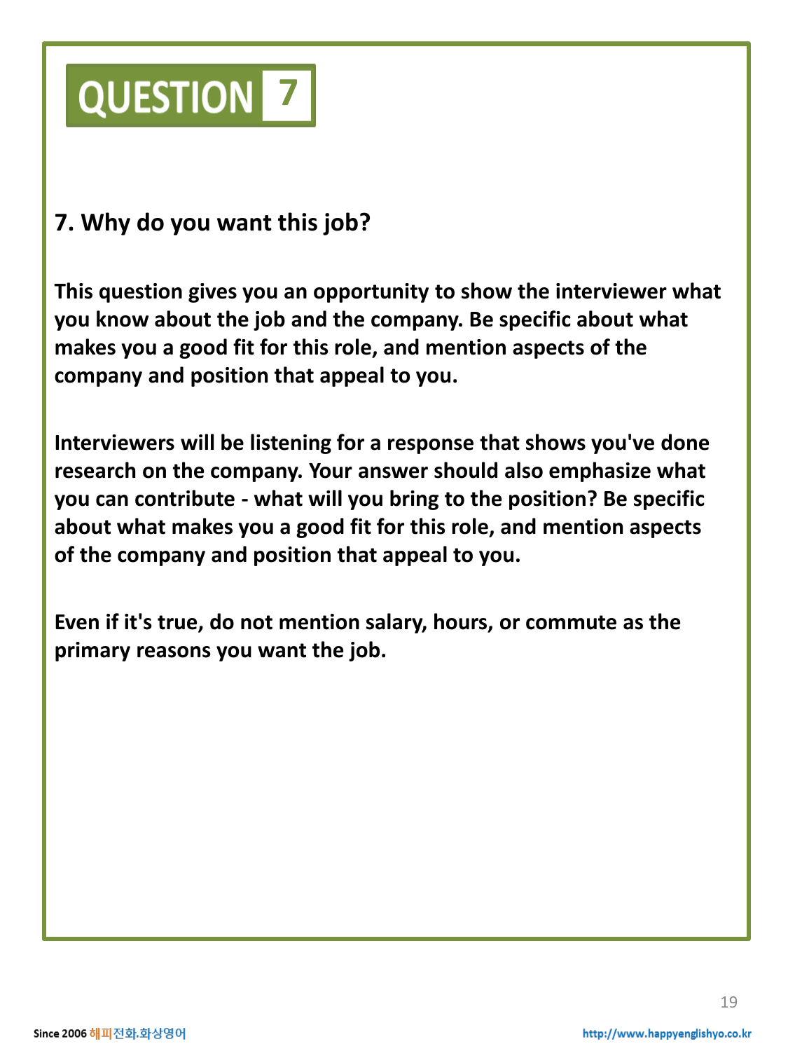# QUESTION 7

**7. Why do you want this job?**

**This question gives you an opportunity to show the interviewer what you know about the job and the company. Be specific about what makes you a good fit for this role, and mention aspects of the company and position that appeal to you.**

**Interviewers will be listening for a response that shows you've done research on the company. Your answer should also emphasize what you can contribute - what will you bring to the position? Be specific about what makes you a good fit for this role, and mention aspects of the company and position that appeal to you.**

**Even if it's true, do not mention salary, hours, or commute as the primary reasons you want the job.**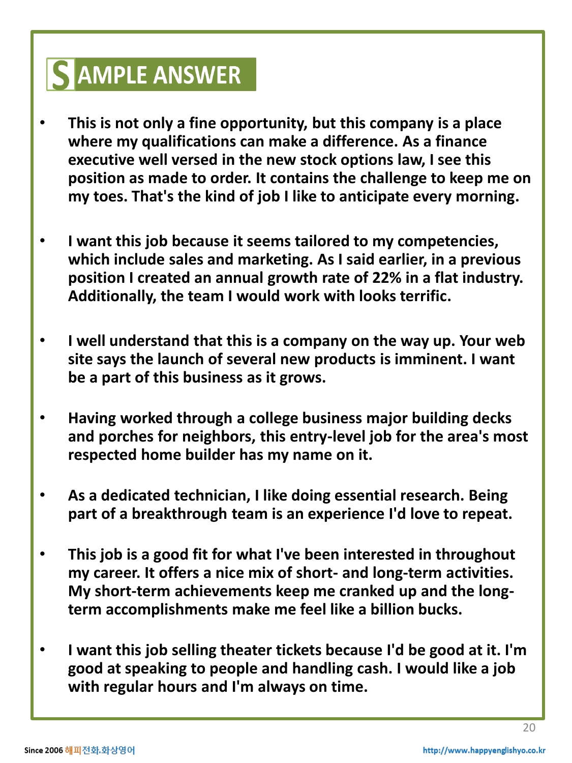# SAMPLE ANSWER

- This is not only a fine opportunity, but this company is a place where my qualifications can make a difference. As a finance executive well versed in the new stock options law, I see this position as made to order. It contains the challenge to keep me on my toes. That's the kind of job I like to anticipate every morning.

- I want this job because it seems tailored to my competencies, which include sales and marketing. As I said earlier, in a previous position I created an annual growth rate of 22% in a flat industry. Additionally, the team I would work with looks terrific.

- I well understand that this is a company on the way up. Your web site says the launch of several new products is imminent. I want be a part of this business as it grows.

- Having worked through a college business major building decks and porches for neighbors, this entry-level job for the area's most respected home builder has my name on it.

- As a dedicated technician, I like doing essential research. Being part of a breakthrough team is an experience I'd love to repeat.

- This job is a good fit for what I've been interested in throughout my career. It offers a nice mix of short- and long-term activities. My short-term achievements keep me cranked up and the long-term accomplishments make me feel like a billion bucks.

- I want this job selling theater tickets because I'd be good at it. I'm good at speaking to people and handling cash. I would like a job with regular hours and I'm always on time.